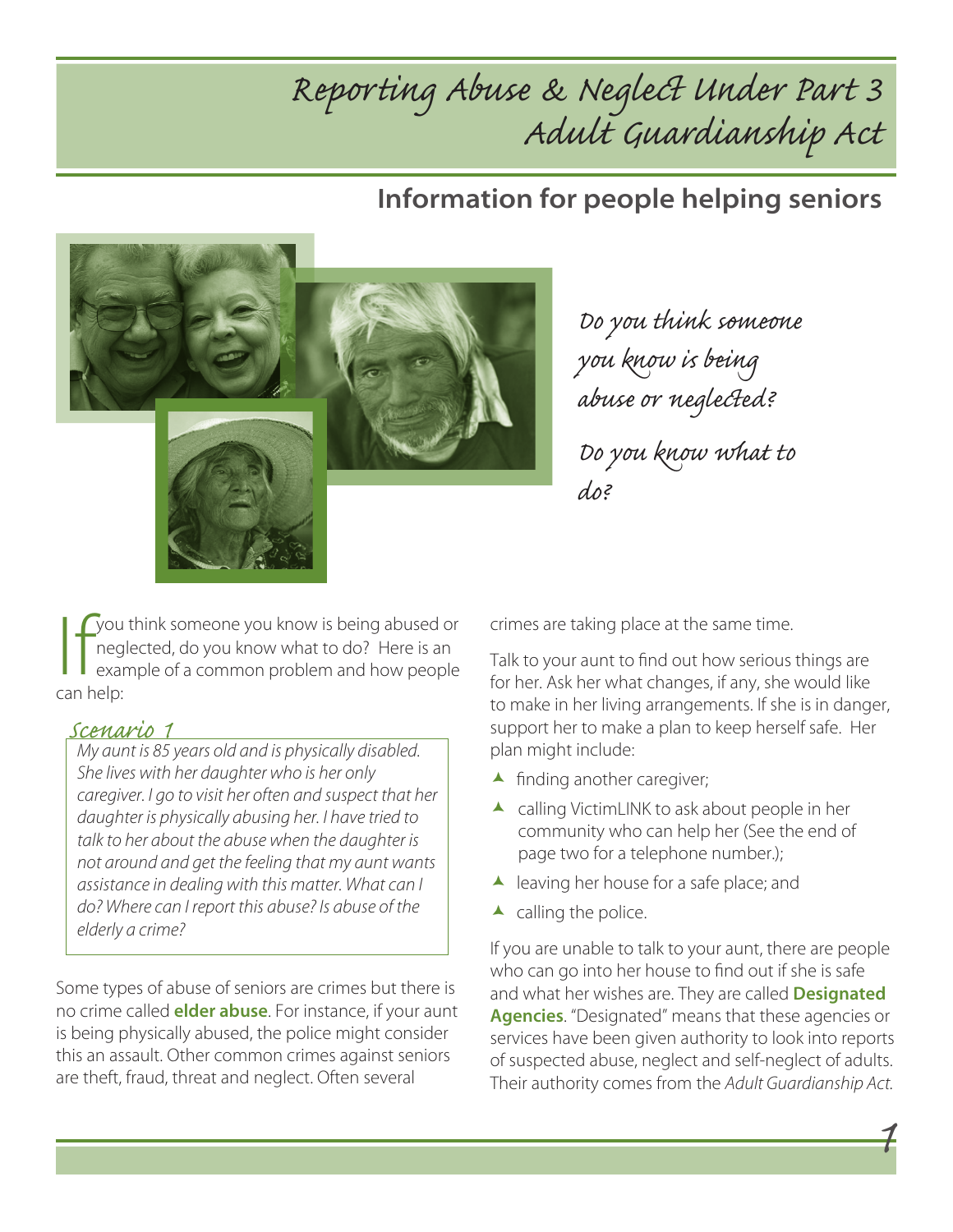# Reporting Abuse & Neglect Under Part 3 Adult Guardianship Act

## Information for people helping seniors

*Do you think someone you know is being abuse or neglected?*

*Do you know what to do?*

If you think someone you know is being abused or neglected, do you know what to do? Here is an example of a common problem and how people can help:

### Scenario 1

*My aunt is 85 years old and is physically disabled. She lives with her daughter who is her only caregiver. I go to visit her often and suspect that her daughter is physically abusing her. I have tried to talk to her about the abuse when the daughter is not around and get the feeling that my aunt wants assistance in dealing with this matter. What can I do? Where can I report this abuse? Is abuse of the elderly a crime?*

Some types of abuse of seniors are crimes but there is no crime called **elder abuse**. For instance, if your aunt is being physically abused, the police might consider this an assault. Other common crimes against seniors are theft, fraud, threat and neglect. Often several crimes are taking place at the same time.

Talk to your aunt to find out how serious things are for her. Ask her what changes, if any, she would like to make in her living arrangements. If she is in danger, support her to make a plan to keep herself safe. Her plan might include:

- finding another caregiver;
- calling VictimLINK to ask about people in her community who can help her (See the end of page two for a telephone number.);
- leaving her house for a safe place; and
- calling the police.

If you are unable to talk to your aunt, there are people who can go into her house to find out if she is safe and what her wishes are. They are called **Designated Agencies**. "Designated" means that these agencies or services have been given authority to look into reports of suspected abuse, neglect and self-neglect of adults. Their authority comes from the *Adult Guardianship Act.*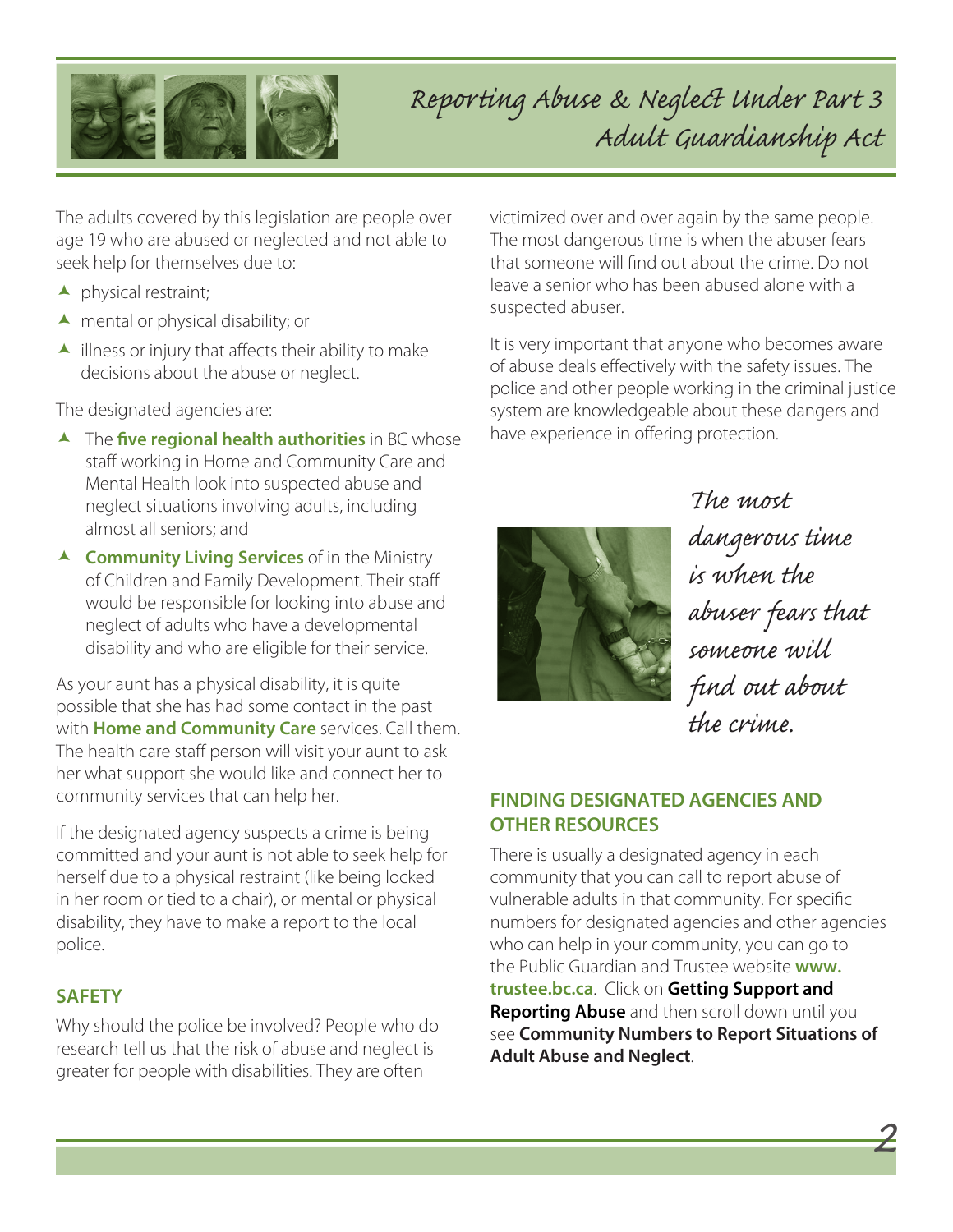# Reporting Abuse & Neglect Under Part 3 Adult Guardianship Act

The adults covered by this legislation are people over age 19 who are abused or neglected and not able to seek help for themselves due to:

- physical restraint;
- mental or physical disability; or
- illness or injury that affects their ability to make decisions about the abuse or neglect.

The designated agencies are:

- The **five regional health authorities** in BC whose staff working in Home and Community Care and Mental Health look into suspected abuse and neglect situations involving adults, including almost all seniors; and
- **Community Living Services** of in the Ministry of Children and Family Development. Their staff would be responsible for looking into abuse and neglect of adults who have a developmental disability and who are eligible for their service.

As your aunt has a physical disability, it is quite possible that she has had some contact in the past with **Home and Community Care** services. Call them. The health care staff person will visit your aunt to ask her what support she would like and connect her to community services that can help her.

If the designated agency suspects a crime is being committed and your aunt is not able to seek help for herself due to a physical restraint (like being locked in her room or tied to a chair), or mental or physical disability, they have to make a report to the local police.

## SAFETY

Why should the police be involved? People who do research tell us that the risk of abuse and neglect is greater for people with disabilities. They are often victimized over and over again by the same people. The most dangerous time is when the abuser fears that someone will find out about the crime. Do not leave a senior who has been abused alone with a suspected abuser.

It is very important that anyone who becomes aware of abuse deals effectively with the safety issues. The police and other people working in the criminal justice system are knowledgeable about these dangers and have experience in offering protection.

*The most dangerous time is when the abuser fears that someone will find out about the crime.*

## FINDING DESIGNATED AGENCIES AND OTHER RESOURCES

There is usually a designated agency in each community that you can call to report abuse of vulnerable adults in that community. For specific numbers for designated agencies and other agencies who can help in your community, you can go to the Public Guardian and Trustee website **www.trustee.bc.ca**. Click on **Getting Support and Reporting Abuse** and then scroll down until you see **Community Numbers to Report Situations of Adult Abuse and Neglect**.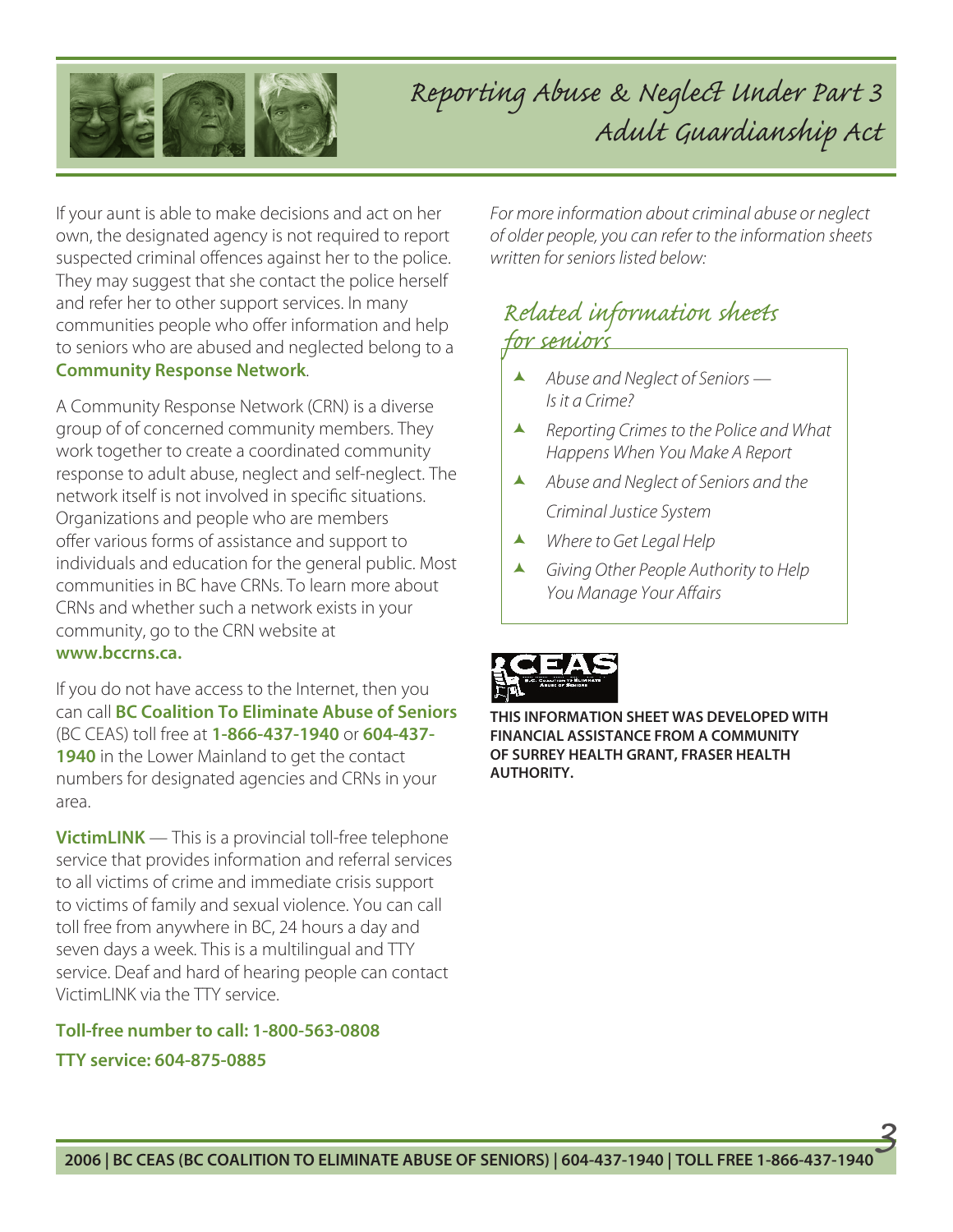# Reporting Abuse & Neglect Under Part 3 Adult Guardianship Act

If your aunt is able to make decisions and act on her own, the designated agency is not required to report suspected criminal offences against her to the police. They may suggest that she contact the police herself and refer her to other support services. In many communities people who offer information and help to seniors who are abused and neglected belong to a **Community Response Network**.

A Community Response Network (CRN) is a diverse group of of concerned community members. They work together to create a coordinated community response to adult abuse, neglect and self-neglect. The network itself is not involved in specific situations. Organizations and people who are members offer various forms of assistance and support to individuals and education for the general public. Most communities in BC have CRNs. To learn more about CRNs and whether such a network exists in your community, go to the CRN website at **www.bccrns.ca.**

If you do not have access to the Internet, then you can call **BC Coalition To Eliminate Abuse of Seniors** (BC CEAS) toll free at **1-866-437-1940** or **604-437-1940** in the Lower Mainland to get the contact numbers for designated agencies and CRNs in your area.

**VictimLINK** — This is a provincial toll-free telephone service that provides information and referral services to all victims of crime and immediate crisis support to victims of family and sexual violence. You can call toll free from anywhere in BC, 24 hours a day and seven days a week. This is a multilingual and TTY service. Deaf and hard of hearing people can contact VictimLINK via the TTY service.

**Toll-free number to call: 1-800-563-0808**

**TTY service: 604-875-0885**

*For more information about criminal abuse or neglect of older people, you can refer to the information sheets written for seniors listed below:*

## Related information sheets for seniors

- *Abuse and Neglect of Seniors — Is it a Crime?*
- *Reporting Crimes to the Police and What Happens When You Make A Report*
- *Abuse and Neglect of Seniors and the Criminal Justice System*
- *Where to Get Legal Help*
- *Giving Other People Authority to Help You Manage Your Affairs*

**THIS INFORMATION SHEET WAS DEVELOPED WITH FINANCIAL ASSISTANCE FROM A COMMUNITY OF SURREY HEALTH GRANT, FRASER HEALTH AUTHORITY.**